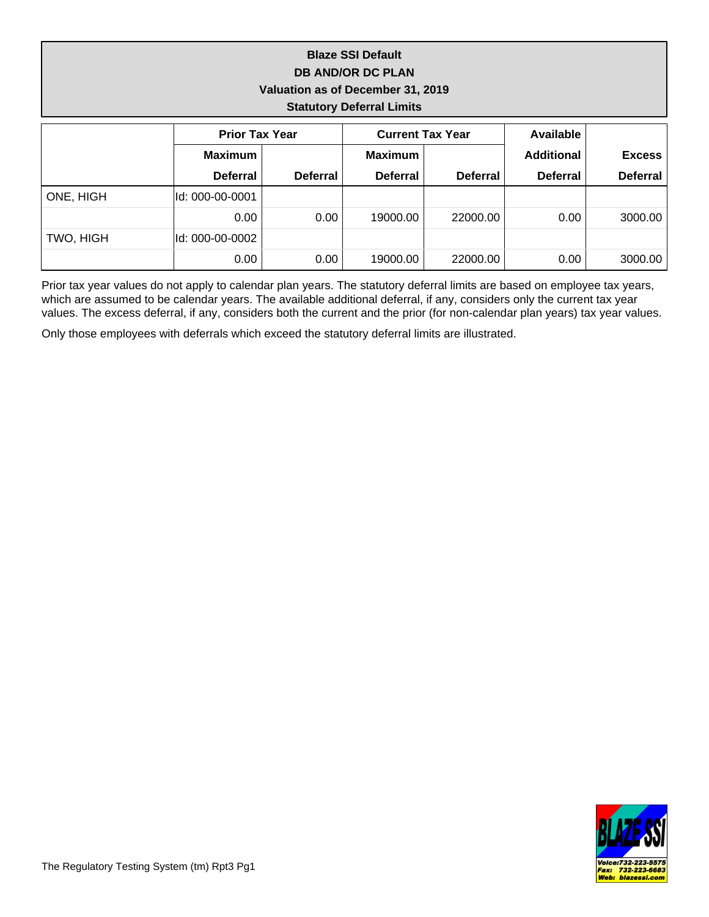**Blaze SSI Default**

**DB AND/OR DC PLAN**

**Valuation as of December 31, 2019**

**Statutory Deferral Limits**

| | Prior Tax Year | | Current Tax Year | | Available | |
|---|---|---|---|---|---|---|
| | Maximum Deferral | Deferral | Maximum Deferral | Deferral | Additional Deferral | Excess Deferral |
| ONE, HIGH | Id: 000-00-0001 | | | | | |
| | 0.00 | 0.00 | 19000.00 | 22000.00 | 0.00 | 3000.00 |
| TWO, HIGH | Id: 000-00-0002 | | | | | |
| | 0.00 | 0.00 | 19000.00 | 22000.00 | 0.00 | 3000.00 |

Prior tax year values do not apply to calendar plan years. The statutory deferral limits are based on employee tax years, which are assumed to be calendar years. The available additional deferral, if any, considers only the current tax year values. The excess deferral, if any, considers both the current and the prior (for non-calendar plan years) tax year values.

Only those employees with deferrals which exceed the statutory deferral limits are illustrated.

The Regulatory Testing System (tm) Rpt3 Pg1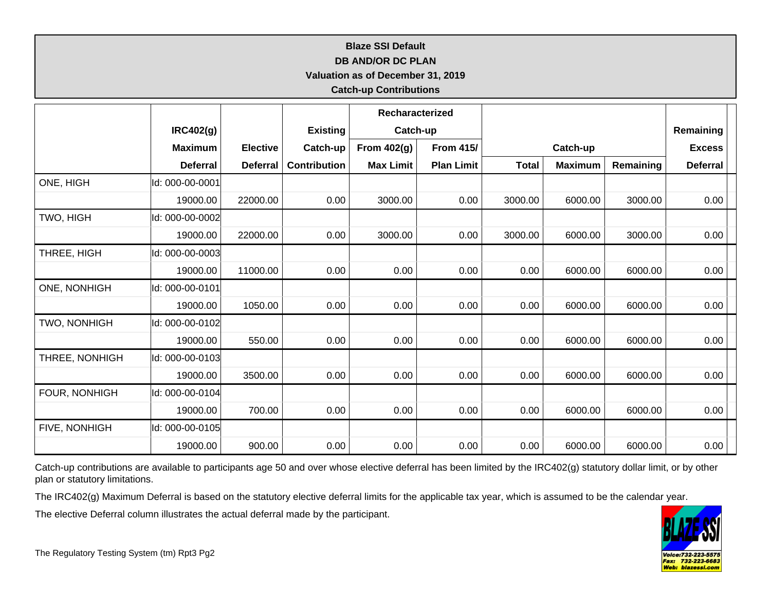# Blaze SSI Default

## DB AND/OR DC PLAN

### Valuation as of December 31, 2019

### Catch-up Contributions

| | IRC402(g) Maximum Deferral | Elective Deferral | Existing Catch-up Contribution | Recharacterized Catch-up From 402(g) Max Limit | Recharacterized Catch-up From 415/ Plan Limit | Catch-up Total | Catch-up Maximum | Catch-up Remaining | Remaining Excess Deferral |
|---|---|---|---|---|---|---|---|---|---|
| ONE, HIGH | Id: 000-00-0001 | | | | | | | | |
| | 19000.00 | 22000.00 | 0.00 | 3000.00 | 0.00 | 3000.00 | 6000.00 | 3000.00 | 0.00 |
| TWO, HIGH | Id: 000-00-0002 | | | | | | | | |
| | 19000.00 | 22000.00 | 0.00 | 3000.00 | 0.00 | 3000.00 | 6000.00 | 3000.00 | 0.00 |
| THREE, HIGH | Id: 000-00-0003 | | | | | | | | |
| | 19000.00 | 11000.00 | 0.00 | 0.00 | 0.00 | 0.00 | 6000.00 | 6000.00 | 0.00 |
| ONE, NONHIGH | Id: 000-00-0101 | | | | | | | | |
| | 19000.00 | 1050.00 | 0.00 | 0.00 | 0.00 | 0.00 | 6000.00 | 6000.00 | 0.00 |
| TWO, NONHIGH | Id: 000-00-0102 | | | | | | | | |
| | 19000.00 | 550.00 | 0.00 | 0.00 | 0.00 | 0.00 | 6000.00 | 6000.00 | 0.00 |
| THREE, NONHIGH | Id: 000-00-0103 | | | | | | | | |
| | 19000.00 | 3500.00 | 0.00 | 0.00 | 0.00 | 0.00 | 6000.00 | 6000.00 | 0.00 |
| FOUR, NONHIGH | Id: 000-00-0104 | | | | | | | | |
| | 19000.00 | 700.00 | 0.00 | 0.00 | 0.00 | 0.00 | 6000.00 | 6000.00 | 0.00 |
| FIVE, NONHIGH | Id: 000-00-0105 | | | | | | | | |
| | 19000.00 | 900.00 | 0.00 | 0.00 | 0.00 | 0.00 | 6000.00 | 6000.00 | 0.00 |

Catch-up contributions are available to participants age 50 and over whose elective deferral has been limited by the IRC402(g) statutory dollar limit, or by other plan or statutory limitations.

The IRC402(g) Maximum Deferral is based on the statutory elective deferral limits for the applicable tax year, which is assumed to be the calendar year.

The elective Deferral column illustrates the actual deferral made by the participant.

The Regulatory Testing System (tm) Rpt3 Pg2

BLAZE SSI
Voice: 732-223-5575
Fax: 732-223-6683
Web: blazessi.com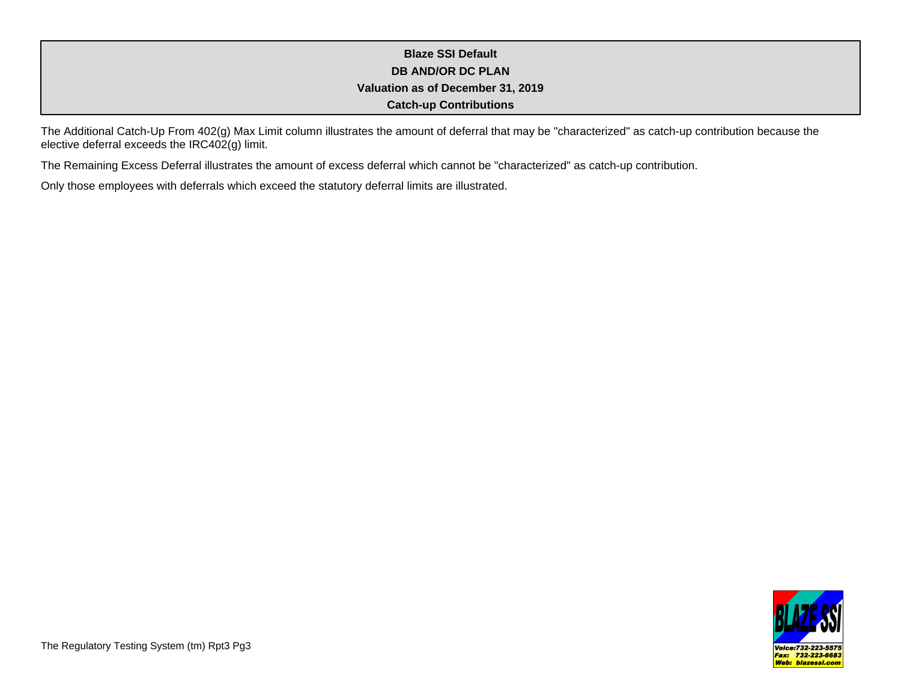**Blaze SSI Default**

**DB AND/OR DC PLAN**

**Valuation as of December 31, 2019**

**Catch-up Contributions**

The Additional Catch-Up From 402(g) Max Limit column illustrates the amount of deferral that may be "characterized" as catch-up contribution because the elective deferral exceeds the IRC402(g) limit.

The Remaining Excess Deferral illustrates the amount of excess deferral which cannot be "characterized" as catch-up contribution.

Only those employees with deferrals which exceed the statutory deferral limits are illustrated.

The Regulatory Testing System (tm) Rpt3 Pg3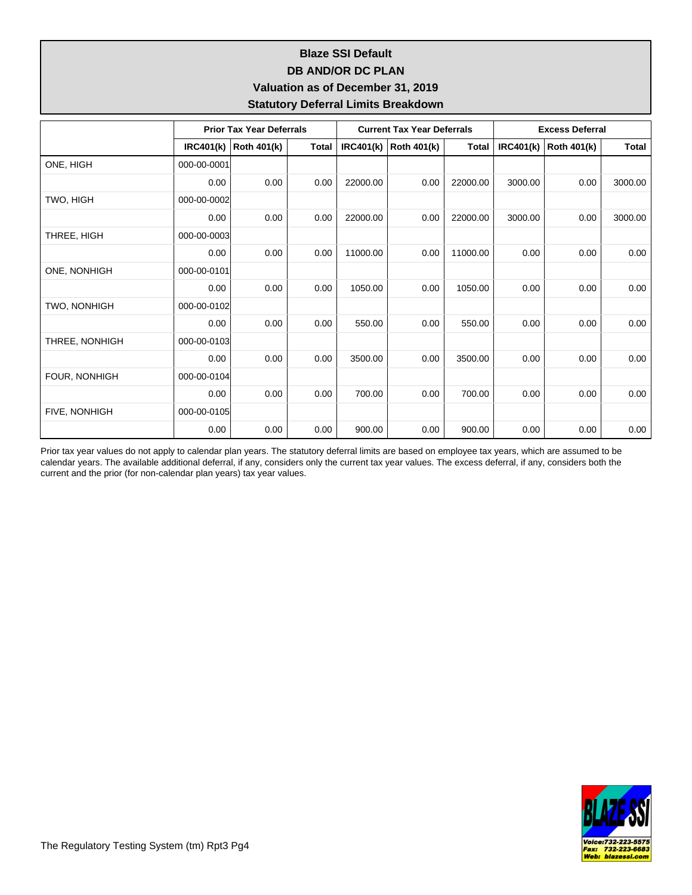# Blaze SSI Default
## DB AND/OR DC PLAN
## Valuation as of December 31, 2019
## Statutory Deferral Limits Breakdown

| | Prior Tax Year Deferrals | | | Current Tax Year Deferrals | | | Excess Deferral | | |
|---|---|---|---|---|---|---|---|---|---|
| | IRC401(k) | Roth 401(k) | Total | IRC401(k) | Roth 401(k) | Total | IRC401(k) | Roth 401(k) | Total |
| ONE, HIGH | 000-00-0001 | | | | | | | | |
| | 0.00 | 0.00 | 0.00 | 22000.00 | 0.00 | 22000.00 | 3000.00 | 0.00 | 3000.00 |
| TWO, HIGH | 000-00-0002 | | | | | | | | |
| | 0.00 | 0.00 | 0.00 | 22000.00 | 0.00 | 22000.00 | 3000.00 | 0.00 | 3000.00 |
| THREE, HIGH | 000-00-0003 | | | | | | | | |
| | 0.00 | 0.00 | 0.00 | 11000.00 | 0.00 | 11000.00 | 0.00 | 0.00 | 0.00 |
| ONE, NONHIGH | 000-00-0101 | | | | | | | | |
| | 0.00 | 0.00 | 0.00 | 1050.00 | 0.00 | 1050.00 | 0.00 | 0.00 | 0.00 |
| TWO, NONHIGH | 000-00-0102 | | | | | | | | |
| | 0.00 | 0.00 | 0.00 | 550.00 | 0.00 | 550.00 | 0.00 | 0.00 | 0.00 |
| THREE, NONHIGH | 000-00-0103 | | | | | | | | |
| | 0.00 | 0.00 | 0.00 | 3500.00 | 0.00 | 3500.00 | 0.00 | 0.00 | 0.00 |
| FOUR, NONHIGH | 000-00-0104 | | | | | | | | |
| | 0.00 | 0.00 | 0.00 | 700.00 | 0.00 | 700.00 | 0.00 | 0.00 | 0.00 |
| FIVE, NONHIGH | 000-00-0105 | | | | | | | | |
| | 0.00 | 0.00 | 0.00 | 900.00 | 0.00 | 900.00 | 0.00 | 0.00 | 0.00 |

Prior tax year values do not apply to calendar plan years. The statutory deferral limits are based on employee tax years, which are assumed to be calendar years. The available additional deferral, if any, considers only the current tax year values. The excess deferral, if any, considers both the current and the prior (for non-calendar plan years) tax year values.

The Regulatory Testing System (tm) Rpt3 Pg4

BLAZE SSI
Voice:732-223-5575
Fax: 732-223-6683
Web: blazessi.com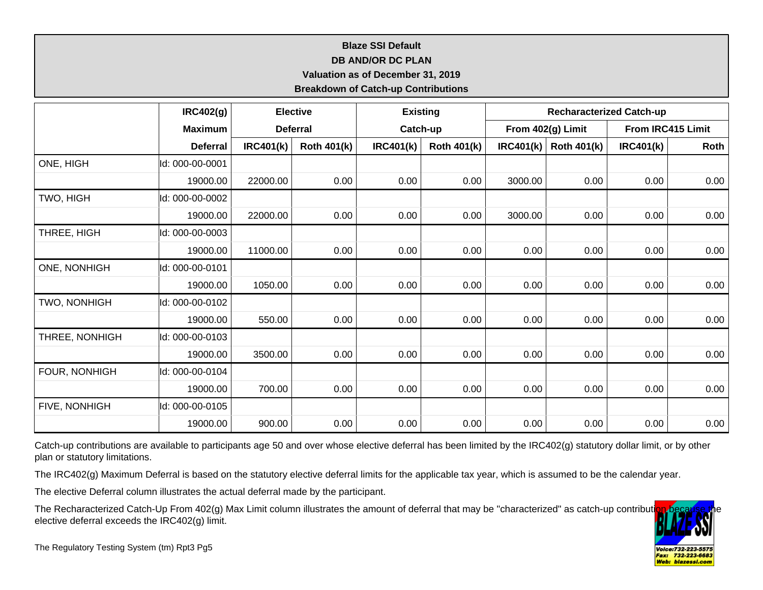**Blaze SSI Default**
**DB AND/OR DC PLAN**
**Valuation as of December 31, 2019**
**Breakdown of Catch-up Contributions**

| | IRC402(g) | Elective | | Existing | | Recharacterized Catch-up | | | |
|---|---|---|---|---|---|---|---|---|---|
| | Maximum | Deferral | | Catch-up | | From 402(g) Limit | | From IRC415 Limit | |
| | Deferral | IRC401(k) | Roth 401(k) | IRC401(k) | Roth 401(k) | IRC401(k) | Roth 401(k) | IRC401(k) | Roth |
| ONE, HIGH | Id: 000-00-0001 | | | | | | | | |
| | 19000.00 | 22000.00 | 0.00 | 0.00 | 0.00 | 3000.00 | 0.00 | 0.00 | 0.00 |
| TWO, HIGH | Id: 000-00-0002 | | | | | | | | |
| | 19000.00 | 22000.00 | 0.00 | 0.00 | 0.00 | 3000.00 | 0.00 | 0.00 | 0.00 |
| THREE, HIGH | Id: 000-00-0003 | | | | | | | | |
| | 19000.00 | 11000.00 | 0.00 | 0.00 | 0.00 | 0.00 | 0.00 | 0.00 | 0.00 |
| ONE, NONHIGH | Id: 000-00-0101 | | | | | | | | |
| | 19000.00 | 1050.00 | 0.00 | 0.00 | 0.00 | 0.00 | 0.00 | 0.00 | 0.00 |
| TWO, NONHIGH | Id: 000-00-0102 | | | | | | | | |
| | 19000.00 | 550.00 | 0.00 | 0.00 | 0.00 | 0.00 | 0.00 | 0.00 | 0.00 |
| THREE, NONHIGH | Id: 000-00-0103 | | | | | | | | |
| | 19000.00 | 3500.00 | 0.00 | 0.00 | 0.00 | 0.00 | 0.00 | 0.00 | 0.00 |
| FOUR, NONHIGH | Id: 000-00-0104 | | | | | | | | |
| | 19000.00 | 700.00 | 0.00 | 0.00 | 0.00 | 0.00 | 0.00 | 0.00 | 0.00 |
| FIVE, NONHIGH | Id: 000-00-0105 | | | | | | | | |
| | 19000.00 | 900.00 | 0.00 | 0.00 | 0.00 | 0.00 | 0.00 | 0.00 | 0.00 |

Catch-up contributions are available to participants age 50 and over whose elective deferral has been limited by the IRC402(g) statutory dollar limit, or by other plan or statutory limitations.

The IRC402(g) Maximum Deferral is based on the statutory elective deferral limits for the applicable tax year, which is assumed to be the calendar year.

The elective Deferral column illustrates the actual deferral made by the participant.

The Recharacterized Catch-Up From 402(g) Max Limit column illustrates the amount of deferral that may be "characterized" as catch-up contribution because the elective deferral exceeds the IRC402(g) limit.

The Regulatory Testing System (tm) Rpt3 Pg5

BLAZE SSI
Voice:732-223-5575
Fax: 732-223-6683
Web: blazessi.com